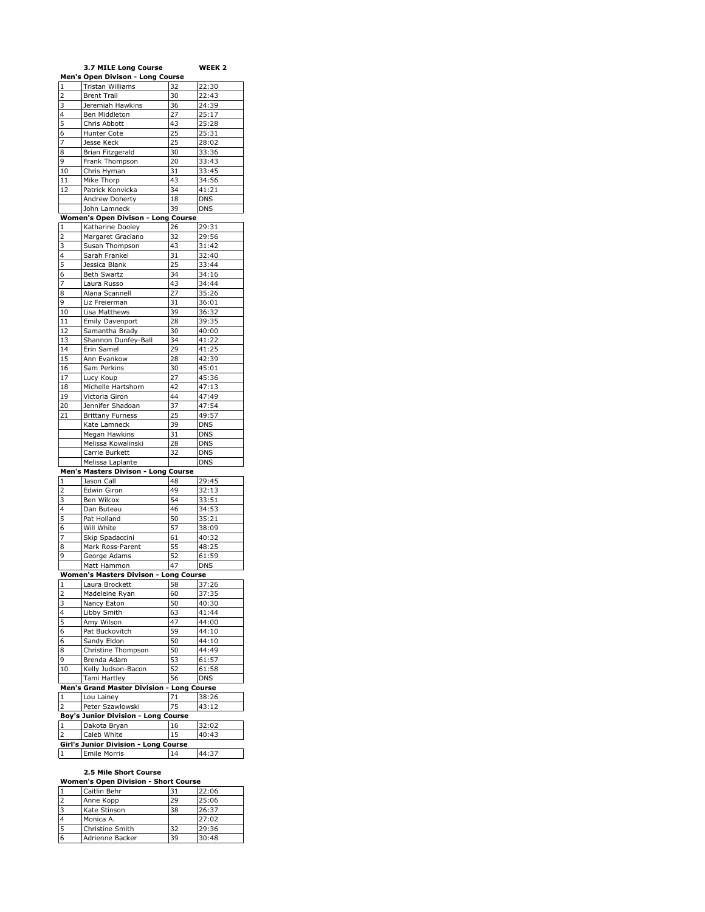**3.7 MILE Long Course** **WEEK 2**

**Men's Open Divison - Long Course**

| | | | |
|---|---|---|---|
| 1 | Tristan Williams | 32 | 22:30 |
| 2 | Brent Trail | 30 | 22:43 |
| 3 | Jeremiah Hawkins | 36 | 24:39 |
| 4 | Ben Middleton | 27 | 25:17 |
| 5 | Chris Abbott | 43 | 25:28 |
| 6 | Hunter Cote | 25 | 25:31 |
| 7 | Jesse Keck | 25 | 28:02 |
| 8 | Brian Fitzgerald | 30 | 33:36 |
| 9 | Frank Thompson | 20 | 33:43 |
| 10 | Chris Hyman | 31 | 33:45 |
| 11 | Mike Thorp | 43 | 34:56 |
| 12 | Patrick Konvicka | 34 | 41:21 |
| | Andrew Doherty | 18 | DNS |
| | John Lamneck | 39 | DNS |

**Women's Open Divison - Long Course**

| | | | |
|---|---|---|---|
| 1 | Katharine Dooley | 26 | 29:31 |
| 2 | Margaret Graciano | 32 | 29:56 |
| 3 | Susan Thompson | 43 | 31:42 |
| 4 | Sarah Frankel | 31 | 32:40 |
| 5 | Jessica Blank | 25 | 33:44 |
| 6 | Beth Swartz | 34 | 34:16 |
| 7 | Laura Russo | 43 | 34:44 |
| 8 | Alana Scannell | 27 | 35:26 |
| 9 | Liz Freierman | 31 | 36:01 |
| 10 | Lisa Matthews | 39 | 36:32 |
| 11 | Emily Davenport | 28 | 39:35 |
| 12 | Samantha Brady | 30 | 40:00 |
| 13 | Shannon Dunfey-Ball | 34 | 41:22 |
| 14 | Erin Samel | 29 | 41:25 |
| 15 | Ann Evankow | 28 | 42:39 |
| 16 | Sam Perkins | 30 | 45:01 |
| 17 | Lucy Koup | 27 | 45:36 |
| 18 | Michelle Hartshorn | 42 | 47:13 |
| 19 | Victoria Giron | 44 | 47:49 |
| 20 | Jennifer Shadoan | 37 | 47:54 |
| 21 | Brittany Furness | 25 | 49:57 |
| | Kate Lamneck | 39 | DNS |
| | Megan Hawkins | 31 | DNS |
| | Melissa Kowalinski | 28 | DNS |
| | Carrie Burkett | 32 | DNS |
| | Melissa Laplante | | DNS |

**Men's Masters Divison - Long Course**

| | | | |
|---|---|---|---|
| 1 | Jason Call | 48 | 29:45 |
| 2 | Edwin Giron | 49 | 32:13 |
| 3 | Ben Wilcox | 54 | 33:51 |
| 4 | Dan Buteau | 46 | 34:53 |
| 5 | Pat Holland | 50 | 35:21 |
| 6 | Will White | 57 | 38:09 |
| 7 | Skip Spadaccini | 61 | 40:32 |
| 8 | Mark Ross-Parent | 55 | 48:25 |
| 9 | George Adams | 52 | 61:59 |
| | Matt Hammon | 47 | DNS |

**Women's Masters Divison - Long Course**

| | | | |
|---|---|---|---|
| 1 | Laura Brockett | 58 | 37:26 |
| 2 | Madeleine Ryan | 60 | 37:35 |
| 3 | Nancy Eaton | 50 | 40:30 |
| 4 | Libby Smith | 63 | 41:44 |
| 5 | Amy Wilson | 47 | 44:00 |
| 6 | Pat Buckovitch | 59 | 44:10 |
| 6 | Sandy Eldon | 50 | 44:10 |
| 8 | Christine Thompson | 50 | 44:49 |
| 9 | Brenda Adam | 53 | 61:57 |
| 10 | Kelly Judson-Bacon | 52 | 61:58 |
| | Tami Hartley | 56 | DNS |

**Men's Grand Master Division - Long Course**

| | | | |
|---|---|---|---|
| 1 | Lou Lainey | 71 | 38:26 |
| 2 | Peter Szawlowski | 75 | 43:12 |

**Boy's Junior Division - Long Course**

| | | | |
|---|---|---|---|
| 1 | Dakota Bryan | 16 | 32:02 |
| 2 | Caleb White | 15 | 40:43 |

**Girl's Junior Division - Long Course**

| | | | |
|---|---|---|---|
| 1 | Emile Morris | 14 | 44:37 |

**2.5 Mile Short Course**

**Women's Open Division - Short Course**

| | | | |
|---|---|---|---|
| 1 | Caitlin Behr | 31 | 22:06 |
| 2 | Anne Kopp | 29 | 25:06 |
| 3 | Kate Stinson | 38 | 26:37 |
| 4 | Monica A. | | 27:02 |
| 5 | Christine Smith | 32 | 29:36 |
| 6 | Adrienne Backer | 39 | 30:48 |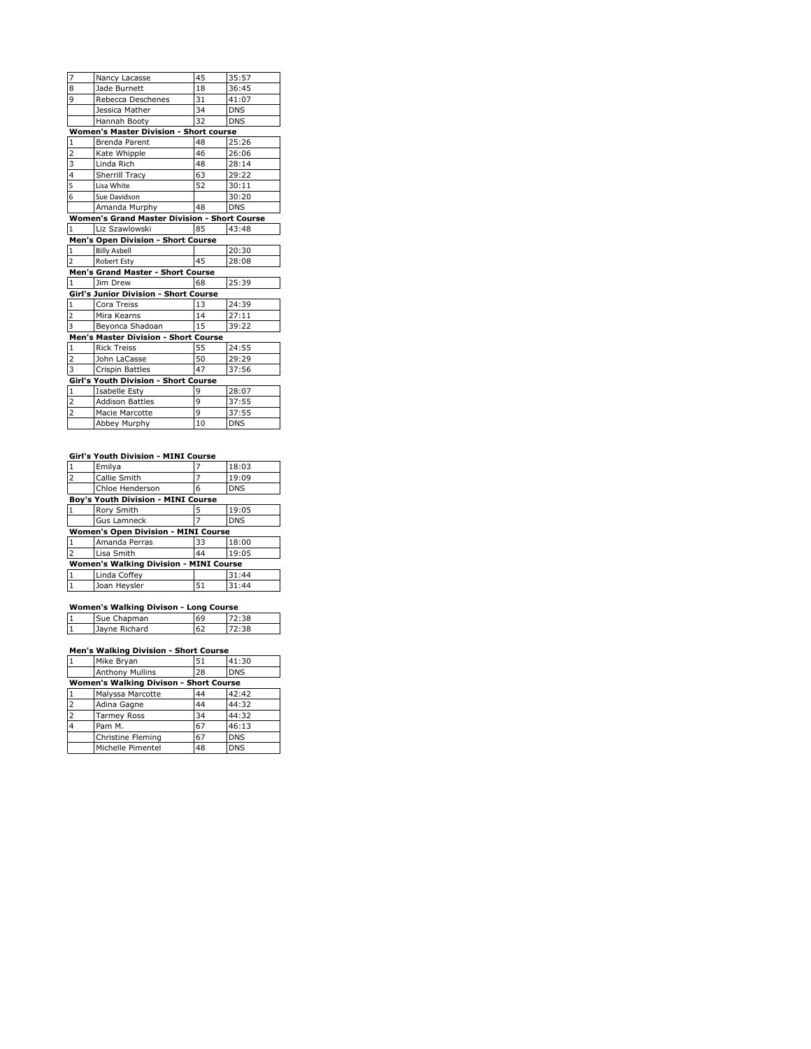| | | | |
|---|---|---|---|
| 7 | Nancy Lacasse | 45 | 35:57 |
| 8 | Jade Burnett | 18 | 36:45 |
| 9 | Rebecca Deschenes | 31 | 41:07 |
| | Jessica Mather | 34 | DNS |
| | Hannah Booty | 32 | DNS |

**Women's Master Division - Short course**

| | | | |
|---|---|---|---|
| 1 | Brenda Parent | 48 | 25:26 |
| 2 | Kate Whipple | 46 | 26:06 |
| 3 | Linda Rich | 48 | 28:14 |
| 4 | Sherrill Tracy | 63 | 29:22 |
| 5 | Lisa White | 52 | 30:11 |
| 6 | Sue Davidson | | 30:20 |
| | Amanda Murphy | 48 | DNS |

**Women's Grand Master Division - Short Course**

| | | | |
|---|---|---|---|
| 1 | Liz Szawlowski | 85 | 43:48 |

**Men's Open Division - Short Course**

| | | | |
|---|---|---|---|
| 1 | Billy Asbell | | 20:30 |
| 2 | Robert Esty | 45 | 28:08 |

**Men's Grand Master - Short Course**

| | | | |
|---|---|---|---|
| 1 | Jim Drew | 68 | 25:39 |

**Girl's Junior Division - Short Course**

| | | | |
|---|---|---|---|
| 1 | Cora Treiss | 13 | 24:39 |
| 2 | Mira Kearns | 14 | 27:11 |
| 3 | Beyonca Shadoan | 15 | 39:22 |

**Men's Master Division - Short Course**

| | | | |
|---|---|---|---|
| 1 | Rick Treiss | 55 | 24:55 |
| 2 | John LaCasse | 50 | 29:29 |
| 3 | Crispin Battles | 47 | 37:56 |

**Girl's Youth Division - Short Course**

| | | | |
|---|---|---|---|
| 1 | Isabelle Esty | 9 | 28:07 |
| 2 | Addison Battles | 9 | 37:55 |
| 2 | Macie Marcotte | 9 | 37:55 |
| | Abbey Murphy | 10 | DNS |

**Girl's Youth Division - MINI Course**

| | | | |
|---|---|---|---|
| 1 | Emilya | 7 | 18:03 |
| 2 | Callie Smith | 7 | 19:09 |
| | Chloe Henderson | 6 | DNS |

**Boy's Youth Division - MINI Course**

| | | | |
|---|---|---|---|
| 1 | Rory Smith | 5 | 19:05 |
| | Gus Lamneck | 7 | DNS |

**Women's Open Division - MINI Course**

| | | | |
|---|---|---|---|
| 1 | Amanda Perras | 33 | 18:00 |
| 2 | Lisa Smith | 44 | 19:05 |

**Women's Walking Division - MINI Course**

| | | | |
|---|---|---|---|
| 1 | Linda Coffey | | 31:44 |
| 1 | Joan Heysler | 51 | 31:44 |

**Women's Walking Divison - Long Course**

| | | | |
|---|---|---|---|
| 1 | Sue Chapman | 69 | 72:38 |
| 1 | Jayne Richard | 62 | 72:38 |

**Men's Walking Division - Short Course**

| | | | |
|---|---|---|---|
| 1 | Mike Bryan | 51 | 41:30 |
| | Anthony Mullins | 28 | DNS |

**Women's Walking Divison - Short Course**

| | | | |
|---|---|---|---|
| 1 | Malyssa Marcotte | 44 | 42:42 |
| 2 | Adina Gagne | 44 | 44:32 |
| 2 | Tarmey Ross | 34 | 44:32 |
| 4 | Pam M. | 67 | 46:13 |
| | Christine Fleming | 67 | DNS |
| | Michelle Pimentel | 48 | DNS |